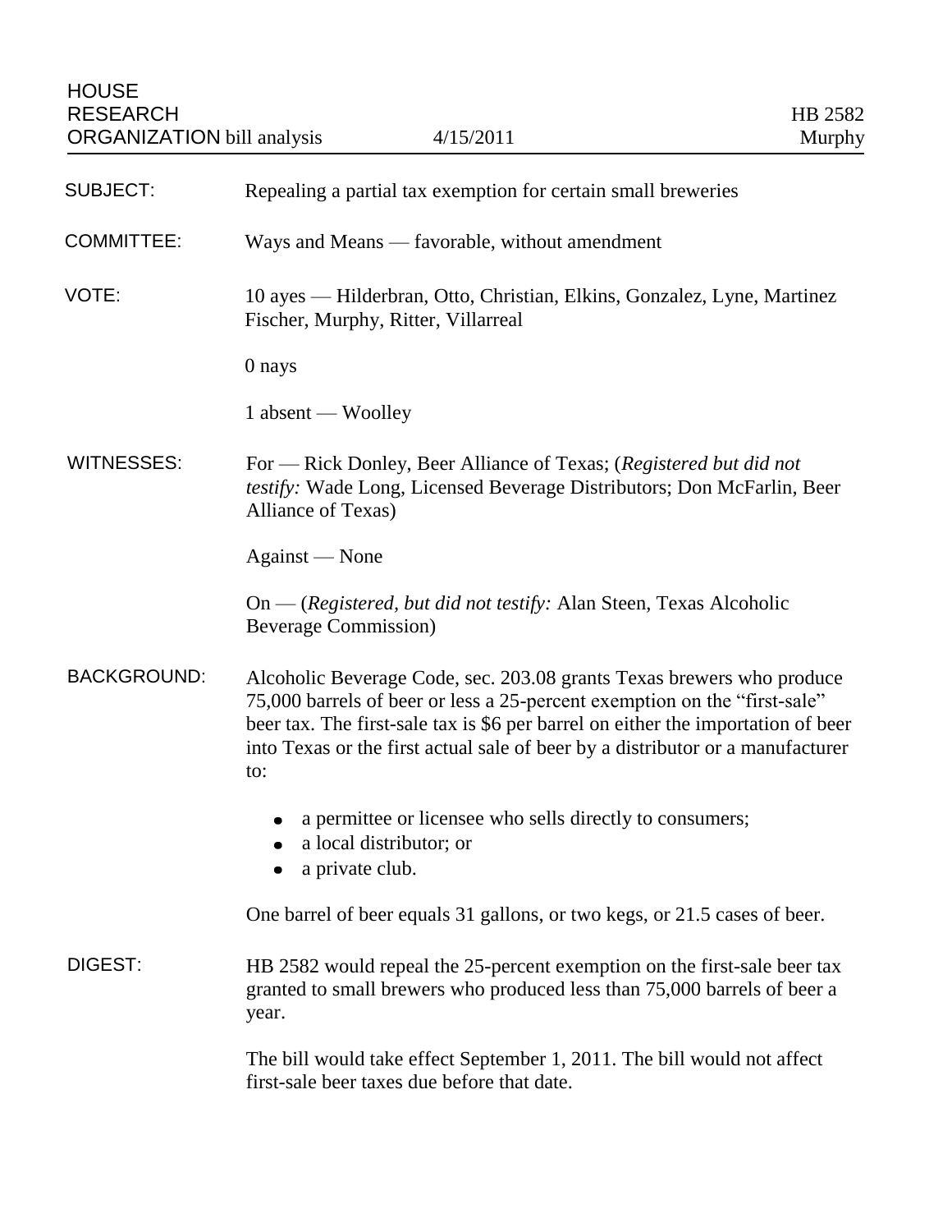HOUSE
RESEARCH
ORGANIZATION bill analysis — 4/15/2011 — HB 2582 Murphy

**SUBJECT:** Repealing a partial tax exemption for certain small breweries

**COMMITTEE:** Ways and Means — favorable, without amendment

**VOTE:** 10 ayes — Hilderbran, Otto, Christian, Elkins, Gonzalez, Lyne, Martinez Fischer, Murphy, Ritter, Villarreal

0 nays

1 absent — Woolley

**WITNESSES:** For — Rick Donley, Beer Alliance of Texas; (*Registered but did not testify:* Wade Long, Licensed Beverage Distributors; Don McFarlin, Beer Alliance of Texas)

Against — None

On — (*Registered, but did not testify:* Alan Steen, Texas Alcoholic Beverage Commission)

**BACKGROUND:** Alcoholic Beverage Code, sec. 203.08 grants Texas brewers who produce 75,000 barrels of beer or less a 25-percent exemption on the "first-sale" beer tax. The first-sale tax is $6 per barrel on either the importation of beer into Texas or the first actual sale of beer by a distributor or a manufacturer to:

- a permittee or licensee who sells directly to consumers;
- a local distributor; or
- a private club.

One barrel of beer equals 31 gallons, or two kegs, or 21.5 cases of beer.

**DIGEST:** HB 2582 would repeal the 25-percent exemption on the first-sale beer tax granted to small brewers who produced less than 75,000 barrels of beer a year.

The bill would take effect September 1, 2011. The bill would not affect first-sale beer taxes due before that date.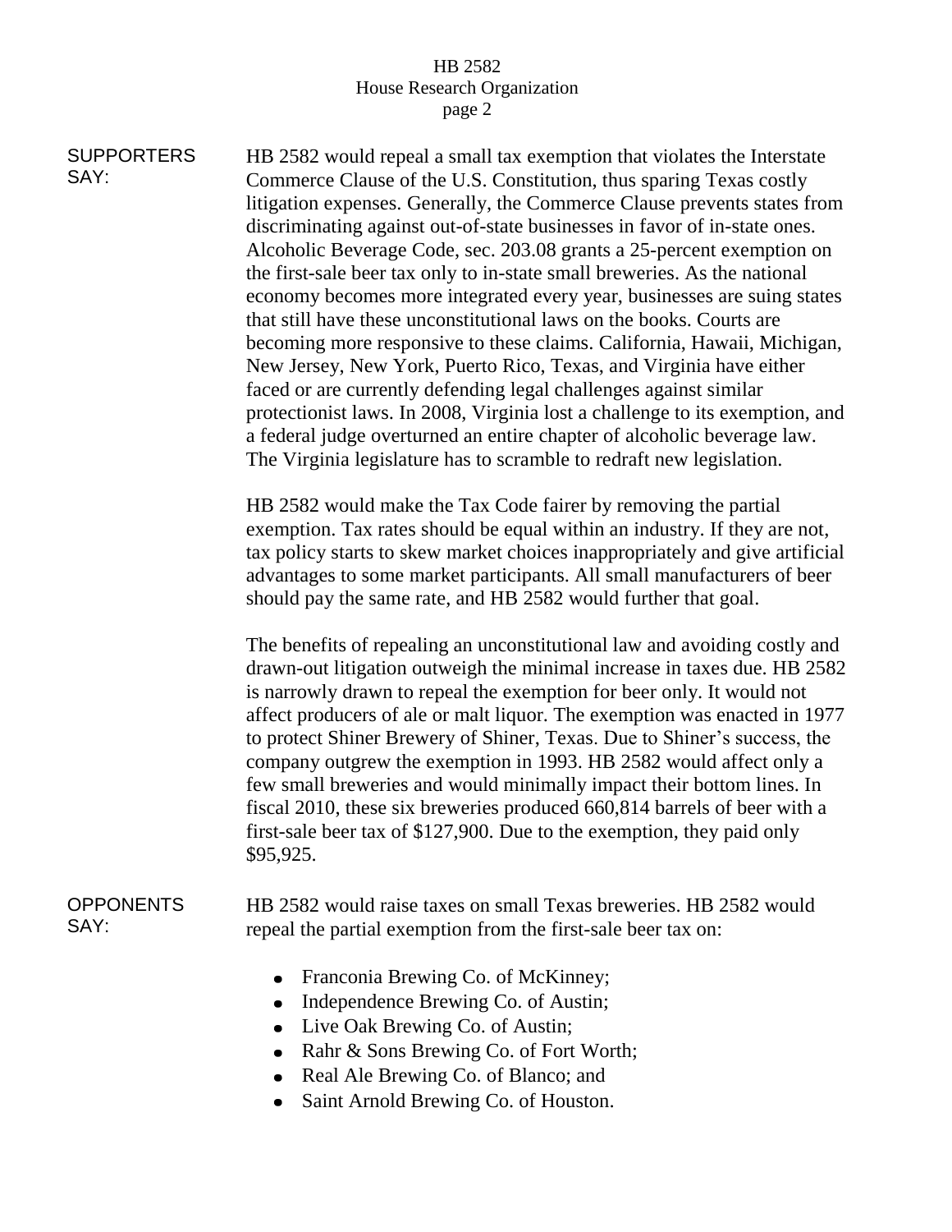**SUPPORTERS SAY:**

HB 2582 would repeal a small tax exemption that violates the Interstate Commerce Clause of the U.S. Constitution, thus sparing Texas costly litigation expenses. Generally, the Commerce Clause prevents states from discriminating against out-of-state businesses in favor of in-state ones. Alcoholic Beverage Code, sec. 203.08 grants a 25-percent exemption on the first-sale beer tax only to in-state small breweries. As the national economy becomes more integrated every year, businesses are suing states that still have these unconstitutional laws on the books. Courts are becoming more responsive to these claims. California, Hawaii, Michigan, New Jersey, New York, Puerto Rico, Texas, and Virginia have either faced or are currently defending legal challenges against similar protectionist laws. In 2008, Virginia lost a challenge to its exemption, and a federal judge overturned an entire chapter of alcoholic beverage law. The Virginia legislature has to scramble to redraft new legislation.

HB 2582 would make the Tax Code fairer by removing the partial exemption. Tax rates should be equal within an industry. If they are not, tax policy starts to skew market choices inappropriately and give artificial advantages to some market participants. All small manufacturers of beer should pay the same rate, and HB 2582 would further that goal.

The benefits of repealing an unconstitutional law and avoiding costly and drawn-out litigation outweigh the minimal increase in taxes due. HB 2582 is narrowly drawn to repeal the exemption for beer only. It would not affect producers of ale or malt liquor. The exemption was enacted in 1977 to protect Shiner Brewery of Shiner, Texas. Due to Shiner's success, the company outgrew the exemption in 1993. HB 2582 would affect only a few small breweries and would minimally impact their bottom lines. In fiscal 2010, these six breweries produced 660,814 barrels of beer with a first-sale beer tax of $127,900. Due to the exemption, they paid only $95,925.

**OPPONENTS SAY:**

HB 2582 would raise taxes on small Texas breweries. HB 2582 would repeal the partial exemption from the first-sale beer tax on:

- Franconia Brewing Co. of McKinney;
- Independence Brewing Co. of Austin;
- Live Oak Brewing Co. of Austin;
- Rahr & Sons Brewing Co. of Fort Worth;
- Real Ale Brewing Co. of Blanco; and
- Saint Arnold Brewing Co. of Houston.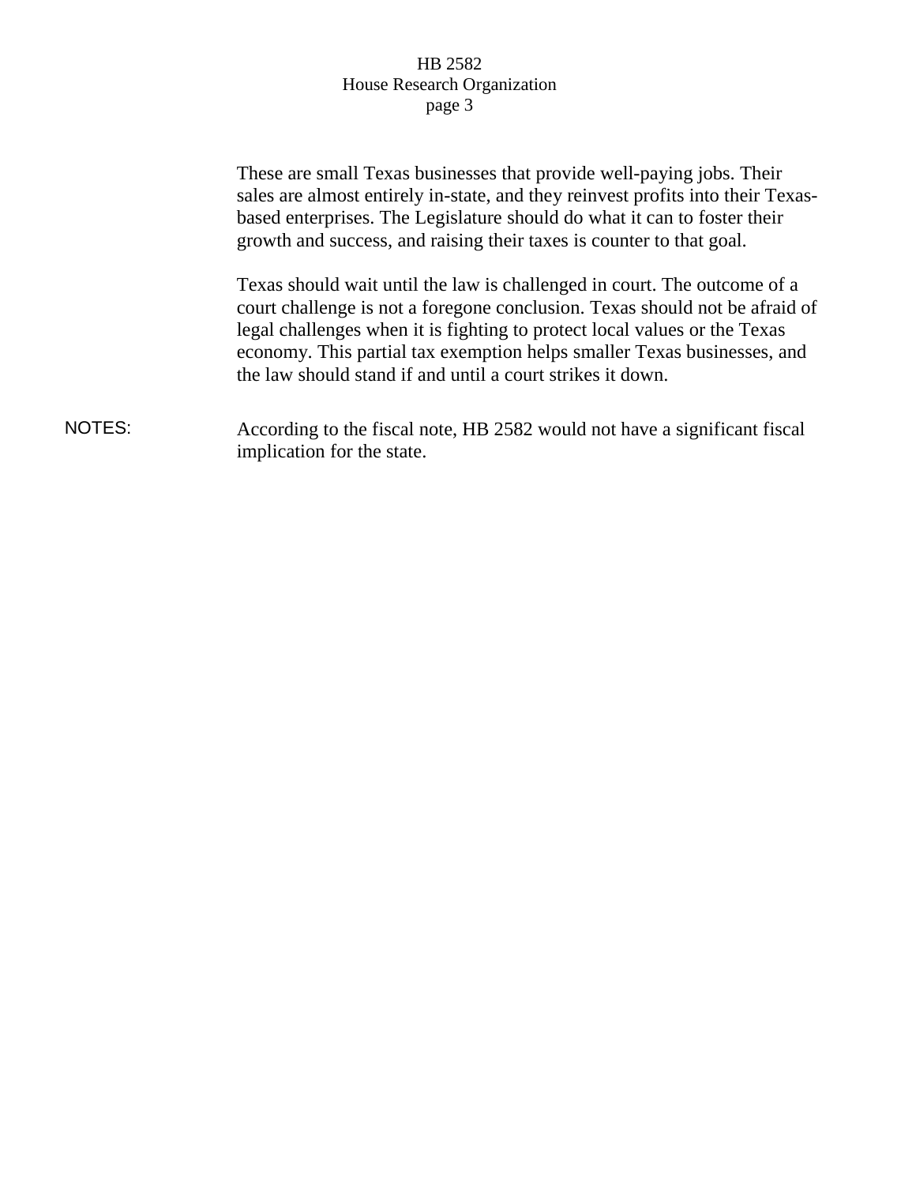These are small Texas businesses that provide well-paying jobs. Their sales are almost entirely in-state, and they reinvest profits into their Texas-based enterprises. The Legislature should do what it can to foster their growth and success, and raising their taxes is counter to that goal.

Texas should wait until the law is challenged in court. The outcome of a court challenge is not a foregone conclusion. Texas should not be afraid of legal challenges when it is fighting to protect local values or the Texas economy. This partial tax exemption helps smaller Texas businesses, and the law should stand if and until a court strikes it down.

NOTES: According to the fiscal note, HB 2582 would not have a significant fiscal implication for the state.